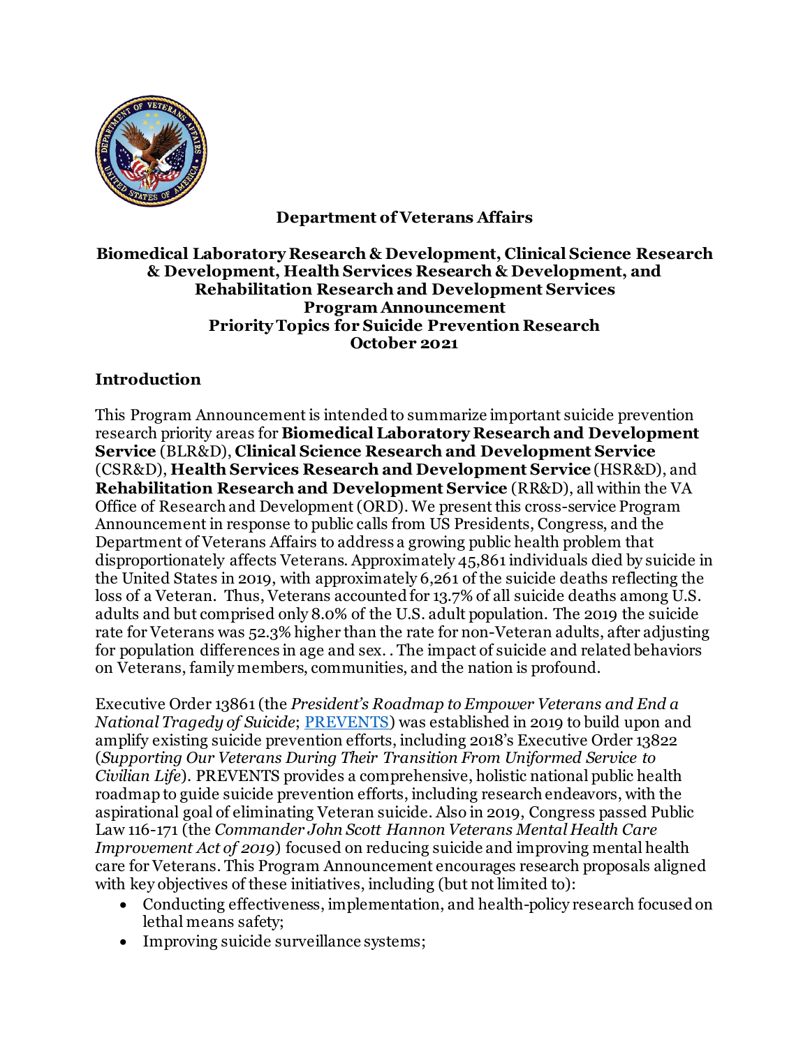**Department of Veterans Affairs**

**Biomedical Laboratory Research & Development, Clinical Science Research & Development, Health Services Research & Development, and Rehabilitation Research and Development Services**
**Program Announcement**
**Priority Topics for Suicide Prevention Research**
**October 2021**

## Introduction

This Program Announcement is intended to summarize important suicide prevention research priority areas for **Biomedical Laboratory Research and Development Service** (BLR&D), **Clinical Science Research and Development Service** (CSR&D), **Health Services Research and Development Service** (HSR&D), and **Rehabilitation Research and Development Service** (RR&D), all within the VA Office of Research and Development (ORD). We present this cross-service Program Announcement in response to public calls from US Presidents, Congress, and the Department of Veterans Affairs to address a growing public health problem that disproportionately affects Veterans. Approximately 45,861 individuals died by suicide in the United States in 2019, with approximately 6,261 of the suicide deaths reflecting the loss of a Veteran. Thus, Veterans accounted for 13.7% of all suicide deaths among U.S. adults and but comprised only 8.0% of the U.S. adult population. The 2019 the suicide rate for Veterans was 52.3% higher than the rate for non-Veteran adults, after adjusting for population differences in age and sex. . The impact of suicide and related behaviors on Veterans, family members, communities, and the nation is profound.

Executive Order 13861 (the *President's Roadmap to Empower Veterans and End a National Tragedy of Suicide*; PREVENTS) was established in 2019 to build upon and amplify existing suicide prevention efforts, including 2018's Executive Order 13822 (*Supporting Our Veterans During Their Transition From Uniformed Service to Civilian Life*). PREVENTS provides a comprehensive, holistic national public health roadmap to guide suicide prevention efforts, including research endeavors, with the aspirational goal of eliminating Veteran suicide. Also in 2019, Congress passed Public Law 116-171 (the *Commander John Scott Hannon Veterans Mental Health Care Improvement Act of 2019*) focused on reducing suicide and improving mental health care for Veterans. This Program Announcement encourages research proposals aligned with key objectives of these initiatives, including (but not limited to):

- Conducting effectiveness, implementation, and health-policy research focused on lethal means safety;
- Improving suicide surveillance systems;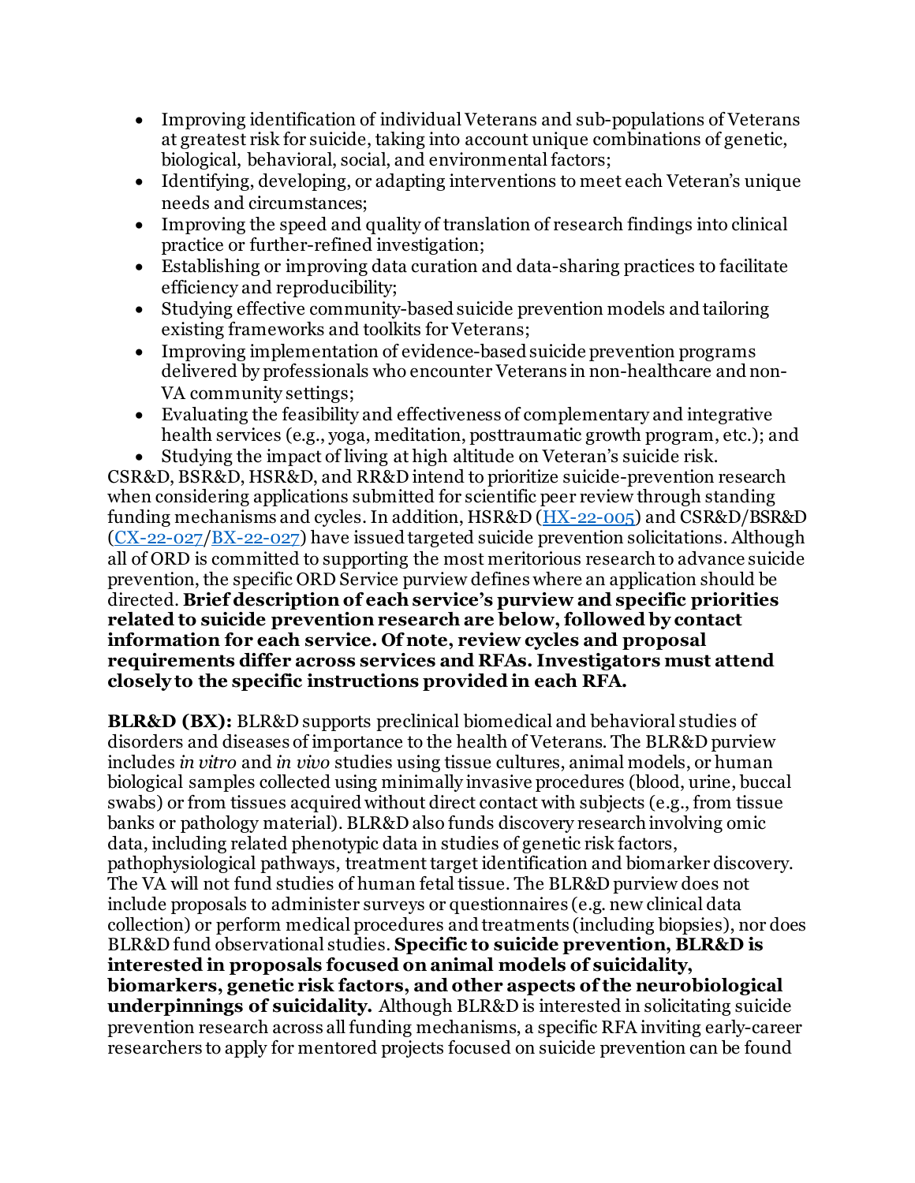- Improving identification of individual Veterans and sub-populations of Veterans at greatest risk for suicide, taking into account unique combinations of genetic, biological, behavioral, social, and environmental factors;
- Identifying, developing, or adapting interventions to meet each Veteran's unique needs and circumstances;
- Improving the speed and quality of translation of research findings into clinical practice or further-refined investigation;
- Establishing or improving data curation and data-sharing practices to facilitate efficiency and reproducibility;
- Studying effective community-based suicide prevention models and tailoring existing frameworks and toolkits for Veterans;
- Improving implementation of evidence-based suicide prevention programs delivered by professionals who encounter Veterans in non-healthcare and non-VA community settings;
- Evaluating the feasibility and effectiveness of complementary and integrative health services (e.g., yoga, meditation, posttraumatic growth program, etc.); and
- Studying the impact of living at high altitude on Veteran's suicide risk.

CSR&D, BSR&D, HSR&D, and RR&D intend to prioritize suicide-prevention research when considering applications submitted for scientific peer review through standing funding mechanisms and cycles. In addition, HSR&D (HX-22-005) and CSR&D/BSR&D (CX-22-027/BX-22-027) have issued targeted suicide prevention solicitations. Although all of ORD is committed to supporting the most meritorious research to advance suicide prevention, the specific ORD Service purview defines where an application should be directed. **Brief description of each service's purview and specific priorities related to suicide prevention research are below, followed by contact information for each service. Of note, review cycles and proposal requirements differ across services and RFAs. Investigators must attend closely to the specific instructions provided in each RFA.**

**BLR&D (BX):** BLR&D supports preclinical biomedical and behavioral studies of disorders and diseases of importance to the health of Veterans. The BLR&D purview includes *in vitro* and *in vivo* studies using tissue cultures, animal models, or human biological samples collected using minimally invasive procedures (blood, urine, buccal swabs) or from tissues acquired without direct contact with subjects (e.g., from tissue banks or pathology material). BLR&D also funds discovery research involving omic data, including related phenotypic data in studies of genetic risk factors, pathophysiological pathways, treatment target identification and biomarker discovery. The VA will not fund studies of human fetal tissue. The BLR&D purview does not include proposals to administer surveys or questionnaires (e.g. new clinical data collection) or perform medical procedures and treatments (including biopsies), nor does BLR&D fund observational studies. **Specific to suicide prevention, BLR&D is interested in proposals focused on animal models of suicidality, biomarkers, genetic risk factors, and other aspects of the neurobiological underpinnings of suicidality.** Although BLR&D is interested in solicitating suicide prevention research across all funding mechanisms, a specific RFA inviting early-career researchers to apply for mentored projects focused on suicide prevention can be found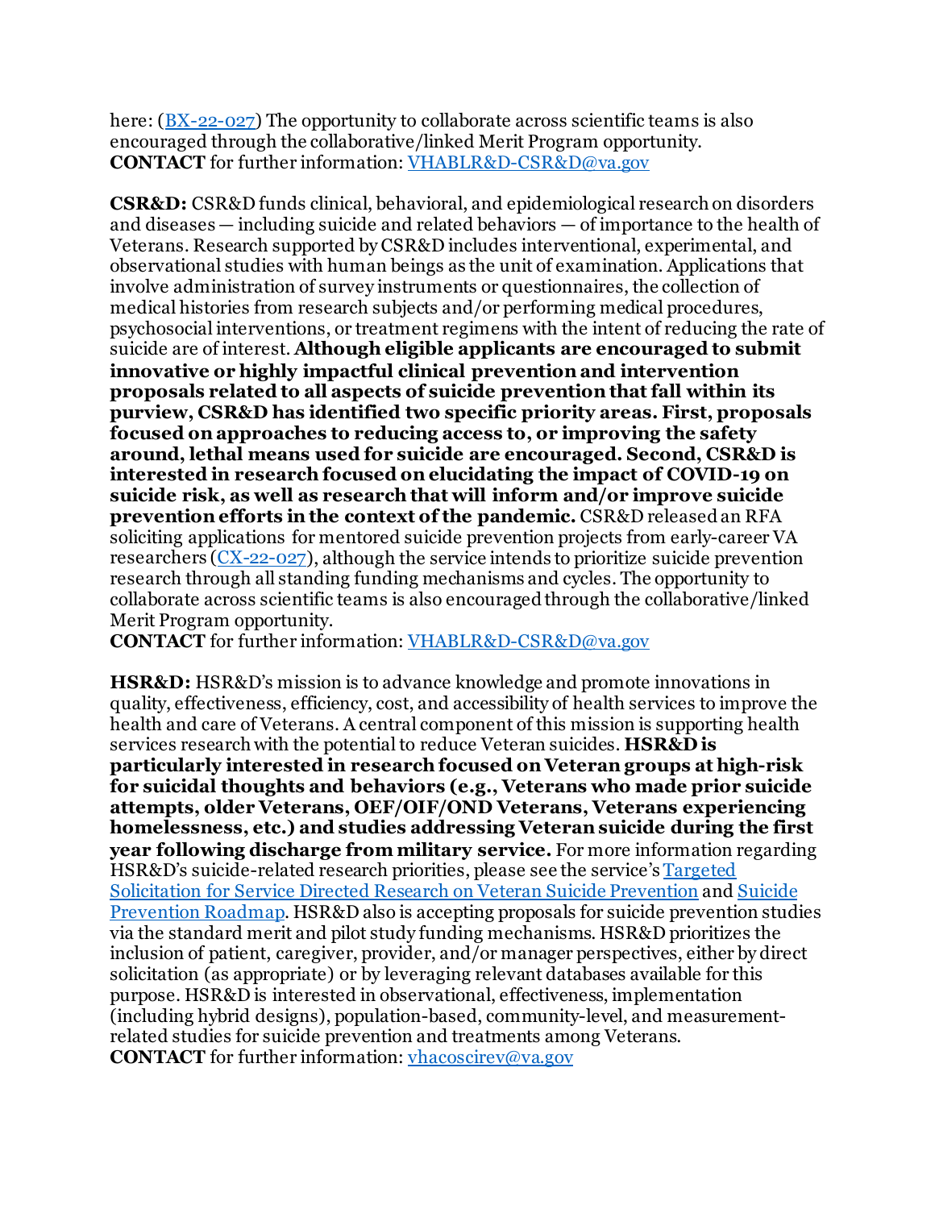here: ([BX-22-027](BX-22-027)) The opportunity to collaborate across scientific teams is also encouraged through the collaborative/linked Merit Program opportunity.
**CONTACT** for further information: VHABLR&D-CSR&D@va.gov

**CSR&D:** CSR&D funds clinical, behavioral, and epidemiological research on disorders and diseases — including suicide and related behaviors — of importance to the health of Veterans. Research supported by CSR&D includes interventional, experimental, and observational studies with human beings as the unit of examination. Applications that involve administration of survey instruments or questionnaires, the collection of medical histories from research subjects and/or performing medical procedures, psychosocial interventions, or treatment regimens with the intent of reducing the rate of suicide are of interest. **Although eligible applicants are encouraged to submit innovative or highly impactful clinical prevention and intervention proposals related to all aspects of suicide prevention that fall within its purview, CSR&D has identified two specific priority areas. First, proposals focused on approaches to reducing access to, or improving the safety around, lethal means used for suicide are encouraged. Second, CSR&D is interested in research focused on elucidating the impact of COVID-19 on suicide risk, as well as research that will inform and/or improve suicide prevention efforts in the context of the pandemic.** CSR&D released an RFA soliciting applications for mentored suicide prevention projects from early-career VA researchers (CX-22-027), although the service intends to prioritize suicide prevention research through all standing funding mechanisms and cycles. The opportunity to collaborate across scientific teams is also encouraged through the collaborative/linked Merit Program opportunity.
**CONTACT** for further information: VHABLR&D-CSR&D@va.gov

**HSR&D:** HSR&D's mission is to advance knowledge and promote innovations in quality, effectiveness, efficiency, cost, and accessibility of health services to improve the health and care of Veterans. A central component of this mission is supporting health services research with the potential to reduce Veteran suicides. **HSR&D is particularly interested in research focused on Veteran groups at high-risk for suicidal thoughts and behaviors (e.g., Veterans who made prior suicide attempts, older Veterans, OEF/OIF/OND Veterans, Veterans experiencing homelessness, etc.) and studies addressing Veteran suicide during the first year following discharge from military service.** For more information regarding HSR&D's suicide-related research priorities, please see the service's Targeted Solicitation for Service Directed Research on Veteran Suicide Prevention and Suicide Prevention Roadmap. HSR&D also is accepting proposals for suicide prevention studies via the standard merit and pilot study funding mechanisms. HSR&D prioritizes the inclusion of patient, caregiver, provider, and/or manager perspectives, either by direct solicitation (as appropriate) or by leveraging relevant databases available for this purpose. HSR&D is interested in observational, effectiveness, implementation (including hybrid designs), population-based, community-level, and measurement-related studies for suicide prevention and treatments among Veterans.
**CONTACT** for further information: vhacoscirev@va.gov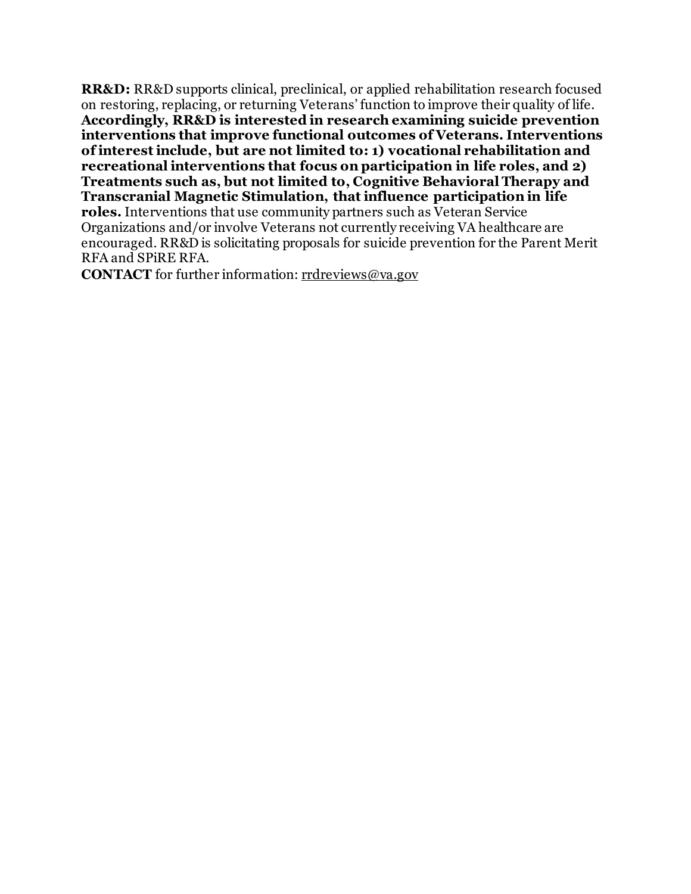**RR&D:** RR&D supports clinical, preclinical, or applied rehabilitation research focused on restoring, replacing, or returning Veterans' function to improve their quality of life. **Accordingly, RR&D is interested in research examining suicide prevention interventions that improve functional outcomes of Veterans. Interventions of interest include, but are not limited to: 1) vocational rehabilitation and recreational interventions that focus on participation in life roles, and 2) Treatments such as, but not limited to, Cognitive Behavioral Therapy and Transcranial Magnetic Stimulation, that influence participation in life roles.** Interventions that use community partners such as Veteran Service Organizations and/or involve Veterans not currently receiving VA healthcare are encouraged. RR&D is solicitating proposals for suicide prevention for the Parent Merit RFA and SPiRE RFA.

**CONTACT** for further information: rrdreviews@va.gov